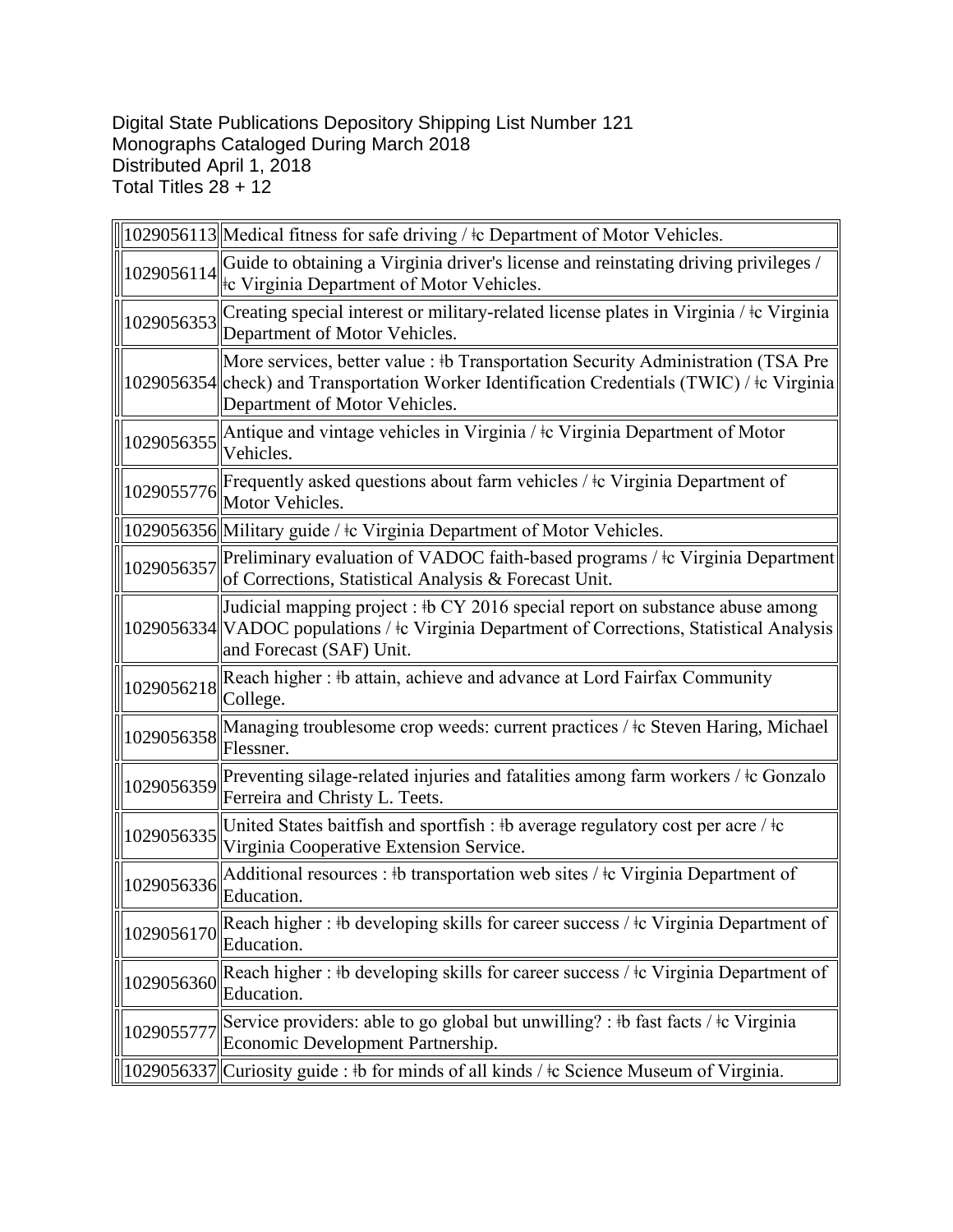Digital State Publications Depository Shipping List Number 121
Monographs Cataloged During March 2018
Distributed April 1, 2018
Total Titles 28 + 12

| | |
|---|---|
| 1029056113 | Medical fitness for safe driving / ǂc Department of Motor Vehicles. |
| 1029056114 | Guide to obtaining a Virginia driver's license and reinstating driving privileges / ǂc Virginia Department of Motor Vehicles. |
| 1029056353 | Creating special interest or military-related license plates in Virginia / ǂc Virginia Department of Motor Vehicles. |
| 1029056354 | More services, better value : ǂb Transportation Security Administration (TSA Pre check) and Transportation Worker Identification Credentials (TWIC) / ǂc Virginia Department of Motor Vehicles. |
| 1029056355 | Antique and vintage vehicles in Virginia / ǂc Virginia Department of Motor Vehicles. |
| 1029055776 | Frequently asked questions about farm vehicles / ǂc Virginia Department of Motor Vehicles. |
| 1029056356 | Military guide / ǂc Virginia Department of Motor Vehicles. |
| 1029056357 | Preliminary evaluation of VADOC faith-based programs / ǂc Virginia Department of Corrections, Statistical Analysis & Forecast Unit. |
| 1029056334 | Judicial mapping project : ǂb CY 2016 special report on substance abuse among VADOC populations / ǂc Virginia Department of Corrections, Statistical Analysis and Forecast (SAF) Unit. |
| 1029056218 | Reach higher : ǂb attain, achieve and advance at Lord Fairfax Community College. |
| 1029056358 | Managing troublesome crop weeds: current practices / ǂc Steven Haring, Michael Flessner. |
| 1029056359 | Preventing silage-related injuries and fatalities among farm workers / ǂc Gonzalo Ferreira and Christy L. Teets. |
| 1029056335 | United States baitfish and sportfish : ǂb average regulatory cost per acre / ǂc Virginia Cooperative Extension Service. |
| 1029056336 | Additional resources : ǂb transportation web sites / ǂc Virginia Department of Education. |
| 1029056170 | Reach higher : ǂb developing skills for career success / ǂc Virginia Department of Education. |
| 1029056360 | Reach higher : ǂb developing skills for career success / ǂc Virginia Department of Education. |
| 1029055777 | Service providers: able to go global but unwilling? : ǂb fast facts / ǂc Virginia Economic Development Partnership. |
| 1029056337 | Curiosity guide : ǂb for minds of all kinds / ǂc Science Museum of Virginia. |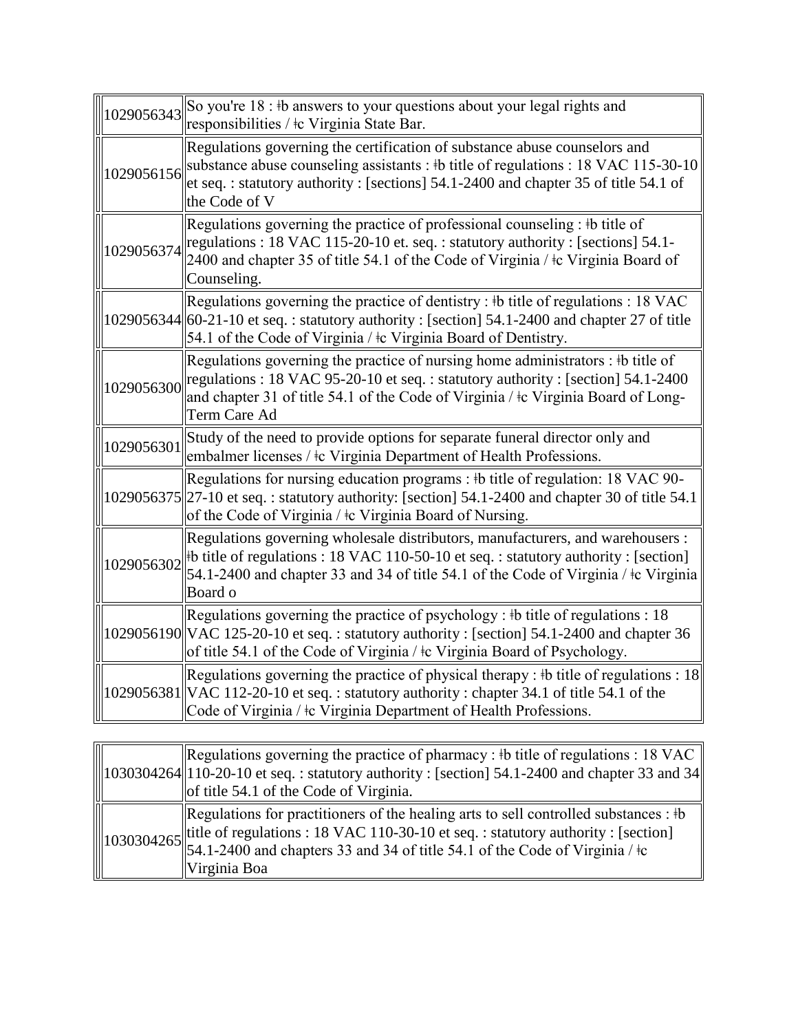| | |
|---|---|
| 1029056343 | So you're 18 : ǂb answers to your questions about your legal rights and responsibilities / ǂc Virginia State Bar. |
| 1029056156 | Regulations governing the certification of substance abuse counselors and substance abuse counseling assistants : ǂb title of regulations : 18 VAC 115-30-10 et seq. : statutory authority : [sections] 54.1-2400 and chapter 35 of title 54.1 of the Code of V |
| 1029056374 | Regulations governing the practice of professional counseling : ǂb title of regulations : 18 VAC 115-20-10 et. seq. : statutory authority : [sections] 54.1-2400 and chapter 35 of title 54.1 of the Code of Virginia / ǂc Virginia Board of Counseling. |
| 1029056344 | Regulations governing the practice of dentistry : ǂb title of regulations : 18 VAC 60-21-10 et seq. : statutory authority : [section] 54.1-2400 and chapter 27 of title 54.1 of the Code of Virginia / ǂc Virginia Board of Dentistry. |
| 1029056300 | Regulations governing the practice of nursing home administrators : ǂb title of regulations : 18 VAC 95-20-10 et seq. : statutory authority : [section] 54.1-2400 and chapter 31 of title 54.1 of the Code of Virginia / ǂc Virginia Board of Long-Term Care Ad |
| 1029056301 | Study of the need to provide options for separate funeral director only and embalmer licenses / ǂc Virginia Department of Health Professions. |
| 1029056375 | Regulations for nursing education programs : ǂb title of regulation: 18 VAC 90-27-10 et seq. : statutory authority: [section] 54.1-2400 and chapter 30 of title 54.1 of the Code of Virginia / ǂc Virginia Board of Nursing. |
| 1029056302 | Regulations governing wholesale distributors, manufacturers, and warehousers : ǂb title of regulations : 18 VAC 110-50-10 et seq. : statutory authority : [section] 54.1-2400 and chapter 33 and 34 of title 54.1 of the Code of Virginia / ǂc Virginia Board o |
| 1029056190 | Regulations governing the practice of psychology : ǂb title of regulations : 18 VAC 125-20-10 et seq. : statutory authority : [section] 54.1-2400 and chapter 36 of title 54.1 of the Code of Virginia / ǂc Virginia Board of Psychology. |
| 1029056381 | Regulations governing the practice of physical therapy : ǂb title of regulations : 18 VAC 112-20-10 et seq. : statutory authority : chapter 34.1 of title 54.1 of the Code of Virginia / ǂc Virginia Department of Health Professions. |

| | |
|---|---|
| 1030304264 | Regulations governing the practice of pharmacy : ǂb title of regulations : 18 VAC 110-20-10 et seq. : statutory authority : [section] 54.1-2400 and chapter 33 and 34 of title 54.1 of the Code of Virginia. |
| 1030304265 | Regulations for practitioners of the healing arts to sell controlled substances : ǂb title of regulations : 18 VAC 110-30-10 et seq. : statutory authority : [section] 54.1-2400 and chapters 33 and 34 of title 54.1 of the Code of Virginia / ǂc Virginia Boa |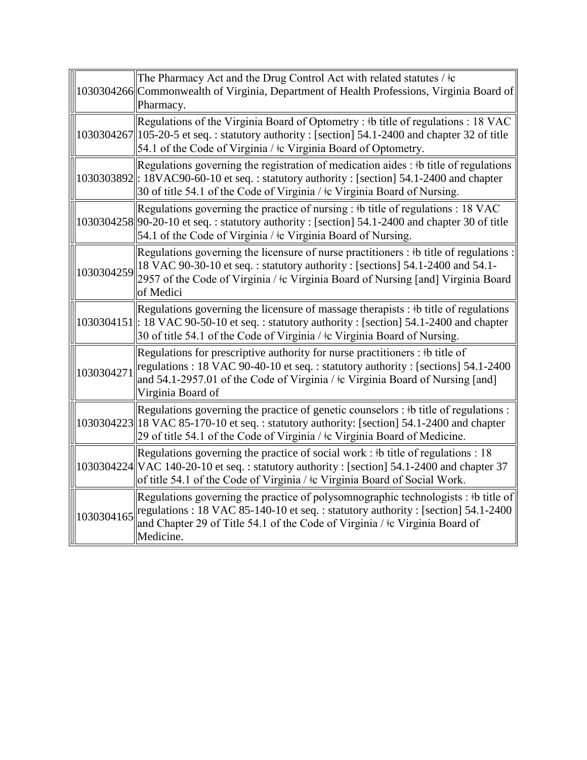| | |
|---|---|
| 1030304266 | The Pharmacy Act and the Drug Control Act with related statutes / ǂc Commonwealth of Virginia, Department of Health Professions, Virginia Board of Pharmacy. |
| 1030304267 | Regulations of the Virginia Board of Optometry : ǂb title of regulations : 18 VAC 105-20-5 et seq. : statutory authority : [section] 54.1-2400 and chapter 32 of title 54.1 of the Code of Virginia / ǂc Virginia Board of Optometry. |
| 1030303892 | Regulations governing the registration of medication aides : ǂb title of regulations : 18VAC90-60-10 et seq. : statutory authority : [section] 54.1-2400 and chapter 30 of title 54.1 of the Code of Virginia / ǂc Virginia Board of Nursing. |
| 1030304258 | Regulations governing the practice of nursing : ǂb title of regulations : 18 VAC 90-20-10 et seq. : statutory authority : [section] 54.1-2400 and chapter 30 of title 54.1 of the Code of Virginia / ǂc Virginia Board of Nursing. |
| 1030304259 | Regulations governing the licensure of nurse practitioners : ǂb title of regulations : 18 VAC 90-30-10 et seq. : statutory authority : [sections] 54.1-2400 and 54.1-2957 of the Code of Virginia / ǂc Virginia Board of Nursing [and] Virginia Board of Medici |
| 1030304151 | Regulations governing the licensure of massage therapists : ǂb title of regulations : 18 VAC 90-50-10 et seq. : statutory authority : [section] 54.1-2400 and chapter 30 of title 54.1 of the Code of Virginia / ǂc Virginia Board of Nursing. |
| 1030304271 | Regulations for prescriptive authority for nurse practitioners : ǂb title of regulations : 18 VAC 90-40-10 et seq. : statutory authority : [sections] 54.1-2400 and 54.1-2957.01 of the Code of Virginia / ǂc Virginia Board of Nursing [and] Virginia Board of |
| 1030304223 | Regulations governing the practice of genetic counselors : ǂb title of regulations : 18 VAC 85-170-10 et seq. : statutory authority: [section] 54.1-2400 and chapter 29 of title 54.1 of the Code of Virginia / ǂc Virginia Board of Medicine. |
| 1030304224 | Regulations governing the practice of social work : ǂb title of regulations : 18 VAC 140-20-10 et seq. : statutory authority : [section] 54.1-2400 and chapter 37 of title 54.1 of the Code of Virginia / ǂc Virginia Board of Social Work. |
| 1030304165 | Regulations governing the practice of polysomnographic technologists : ǂb title of regulations : 18 VAC 85-140-10 et seq. : statutory authority : [section] 54.1-2400 and Chapter 29 of Title 54.1 of the Code of Virginia / ǂc Virginia Board of Medicine. |